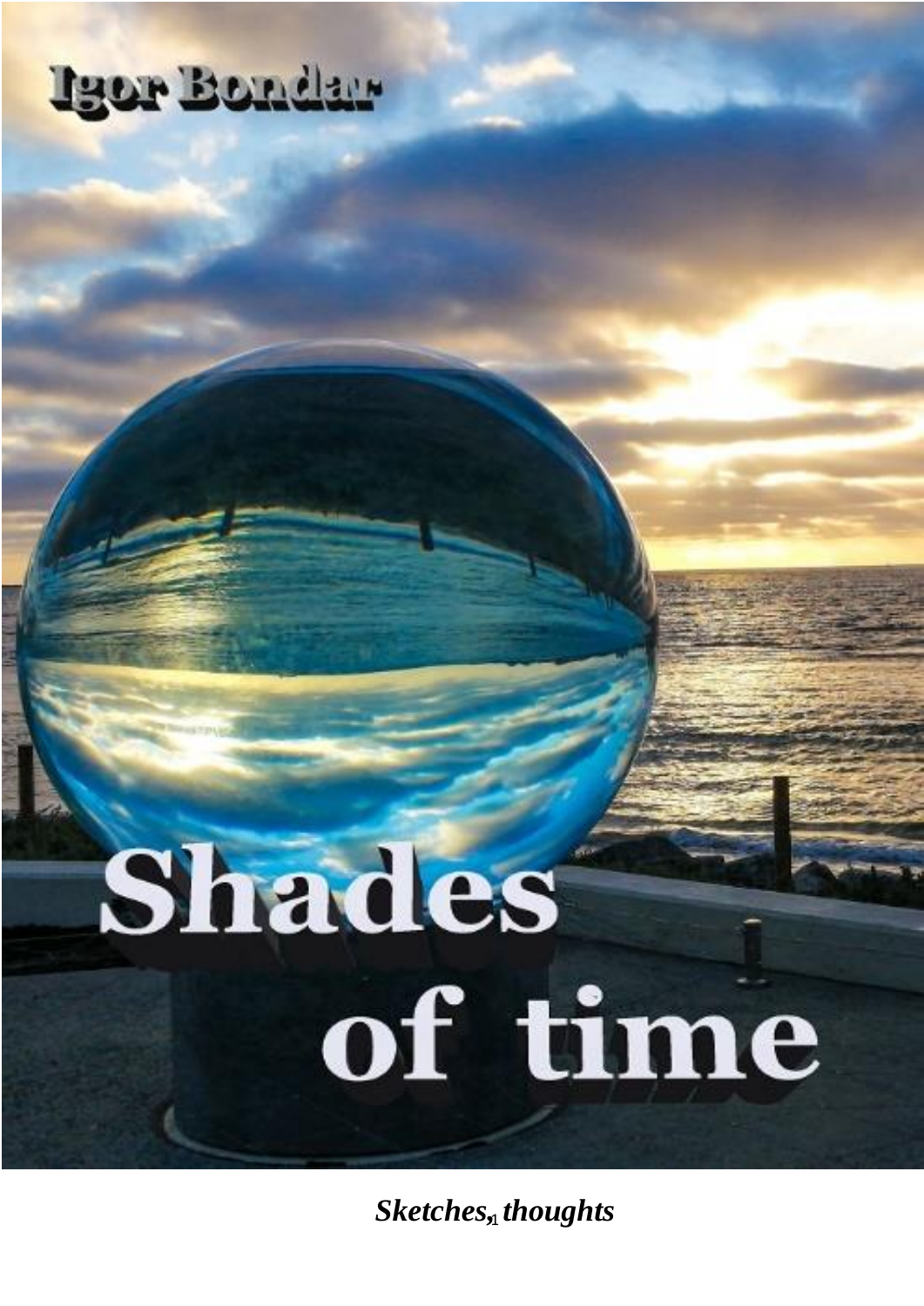Igor Bondar

# Shades of time

***Sketches, thoughts***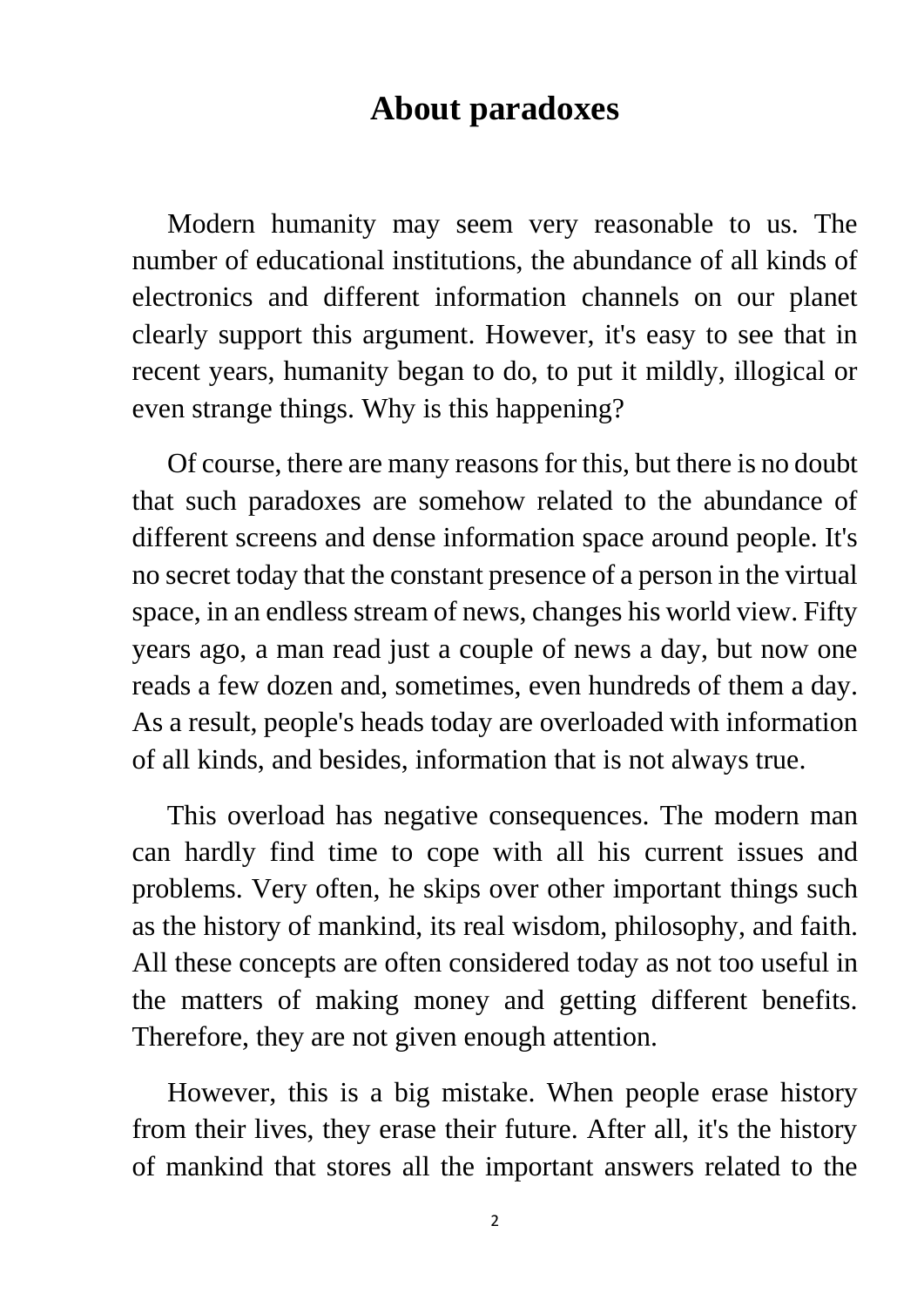# About paradoxes

Modern humanity may seem very reasonable to us. The number of educational institutions, the abundance of all kinds of electronics and different information channels on our planet clearly support this argument. However, it's easy to see that in recent years, humanity began to do, to put it mildly, illogical or even strange things. Why is this happening?

Of course, there are many reasons for this, but there is no doubt that such paradoxes are somehow related to the abundance of different screens and dense information space around people. It's no secret today that the constant presence of a person in the virtual space, in an endless stream of news, changes his world view. Fifty years ago, a man read just a couple of news a day, but now one reads a few dozen and, sometimes, even hundreds of them a day. As a result, people's heads today are overloaded with information of all kinds, and besides, information that is not always true.

This overload has negative consequences. The modern man can hardly find time to cope with all his current issues and problems. Very often, he skips over other important things such as the history of mankind, its real wisdom, philosophy, and faith. All these concepts are often considered today as not too useful in the matters of making money and getting different benefits. Therefore, they are not given enough attention.

However, this is a big mistake. When people erase history from their lives, they erase their future. After all, it's the history of mankind that stores all the important answers related to the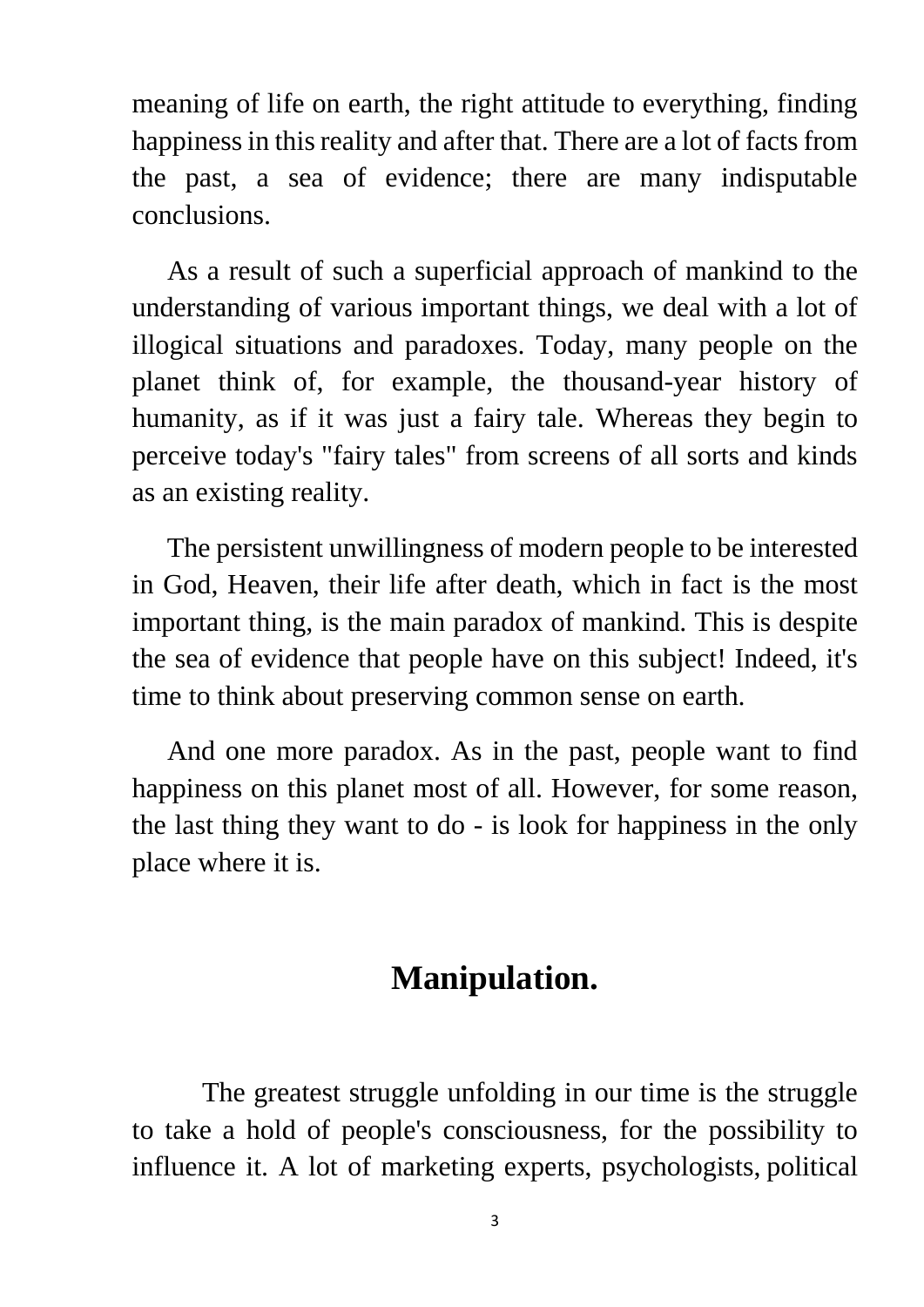meaning of life on earth, the right attitude to everything, finding happiness in this reality and after that. There are a lot of facts from the past, a sea of evidence; there are many indisputable conclusions.

As a result of such a superficial approach of mankind to the understanding of various important things, we deal with a lot of illogical situations and paradoxes. Today, many people on the planet think of, for example, the thousand-year history of humanity, as if it was just a fairy tale. Whereas they begin to perceive today's "fairy tales" from screens of all sorts and kinds as an existing reality.

The persistent unwillingness of modern people to be interested in God, Heaven, their life after death, which in fact is the most important thing, is the main paradox of mankind. This is despite the sea of evidence that people have on this subject! Indeed, it's time to think about preserving common sense on earth.

And one more paradox. As in the past, people want to find happiness on this planet most of all. However, for some reason, the last thing they want to do - is look for happiness in the only place where it is.

## Manipulation.

The greatest struggle unfolding in our time is the struggle to take a hold of people's consciousness, for the possibility to influence it. A lot of marketing experts, psychologists, political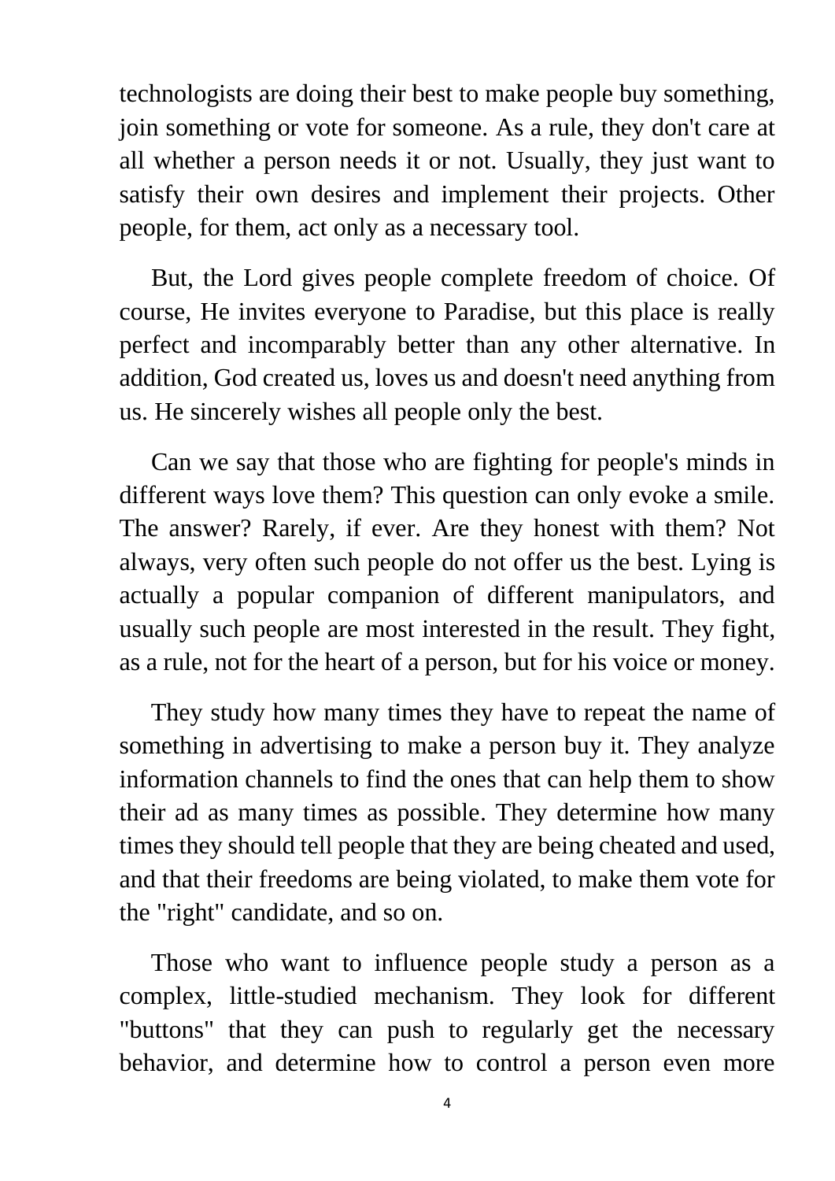technologists are doing their best to make people buy something, join something or vote for someone. As a rule, they don't care at all whether a person needs it or not. Usually, they just want to satisfy their own desires and implement their projects. Other people, for them, act only as a necessary tool.

But, the Lord gives people complete freedom of choice. Of course, He invites everyone to Paradise, but this place is really perfect and incomparably better than any other alternative. In addition, God created us, loves us and doesn't need anything from us. He sincerely wishes all people only the best.

Can we say that those who are fighting for people's minds in different ways love them? This question can only evoke a smile. The answer? Rarely, if ever. Are they honest with them? Not always, very often such people do not offer us the best. Lying is actually a popular companion of different manipulators, and usually such people are most interested in the result. They fight, as a rule, not for the heart of a person, but for his voice or money.

They study how many times they have to repeat the name of something in advertising to make a person buy it. They analyze information channels to find the ones that can help them to show their ad as many times as possible. They determine how many times they should tell people that they are being cheated and used, and that their freedoms are being violated, to make them vote for the "right" candidate, and so on.

Those who want to influence people study a person as a complex, little-studied mechanism. They look for different "buttons" that they can push to regularly get the necessary behavior, and determine how to control a person even more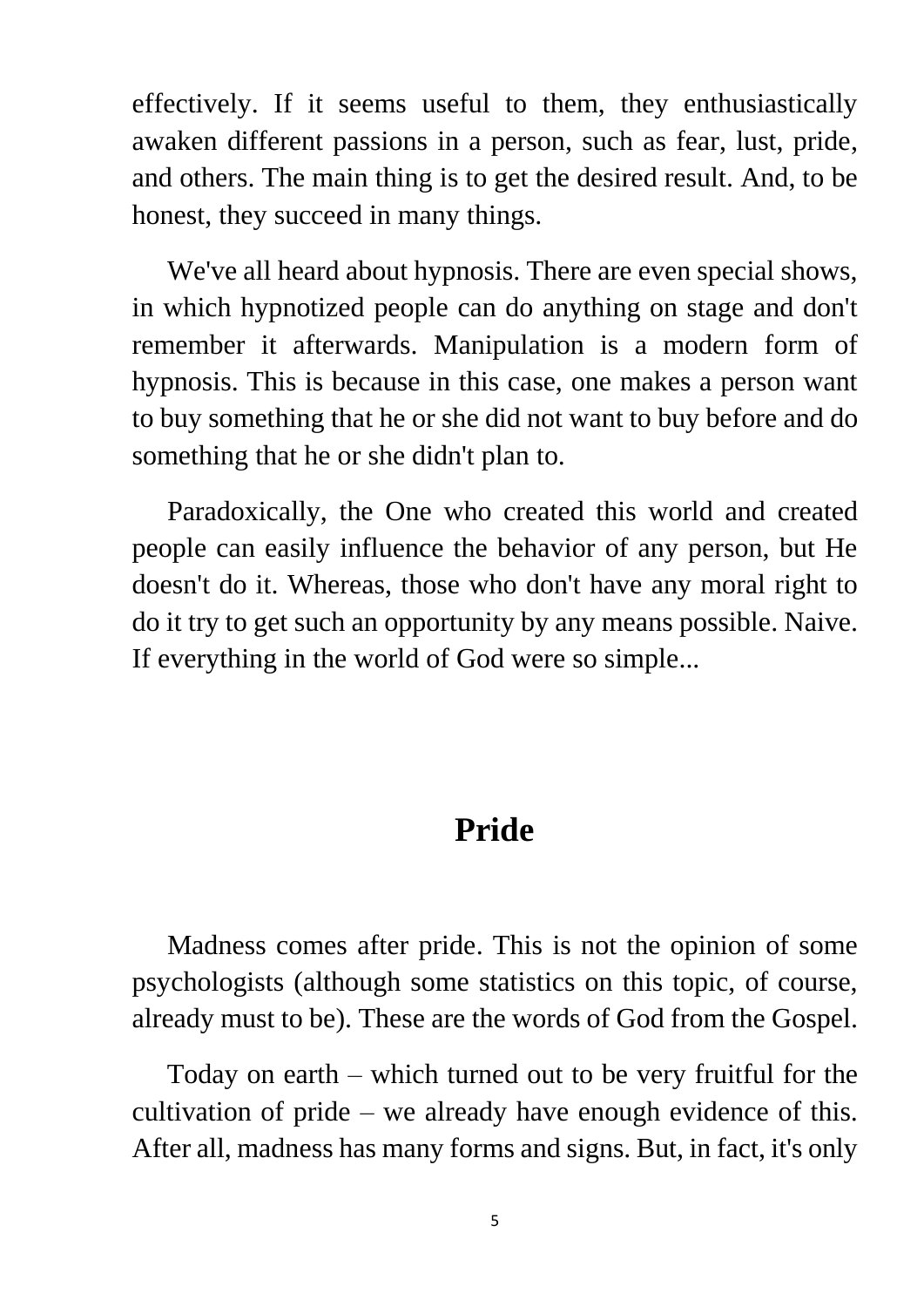effectively. If it seems useful to them, they enthusiastically awaken different passions in a person, such as fear, lust, pride, and others. The main thing is to get the desired result. And, to be honest, they succeed in many things.

We've all heard about hypnosis. There are even special shows, in which hypnotized people can do anything on stage and don't remember it afterwards. Manipulation is a modern form of hypnosis. This is because in this case, one makes a person want to buy something that he or she did not want to buy before and do something that he or she didn't plan to.

Paradoxically, the One who created this world and created people can easily influence the behavior of any person, but He doesn't do it. Whereas, those who don't have any moral right to do it try to get such an opportunity by any means possible. Naive. If everything in the world of God were so simple...

## Pride

Madness comes after pride. This is not the opinion of some psychologists (although some statistics on this topic, of course, already must to be). These are the words of God from the Gospel.

Today on earth – which turned out to be very fruitful for the cultivation of pride – we already have enough evidence of this. After all, madness has many forms and signs. But, in fact, it's only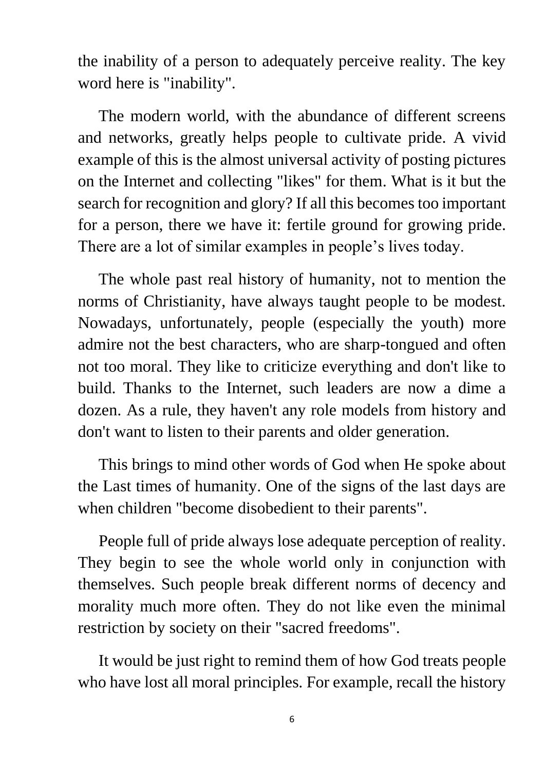the inability of a person to adequately perceive reality. The key word here is "inability".

The modern world, with the abundance of different screens and networks, greatly helps people to cultivate pride. A vivid example of this is the almost universal activity of posting pictures on the Internet and collecting "likes" for them. What is it but the search for recognition and glory? If all this becomes too important for a person, there we have it: fertile ground for growing pride. There are a lot of similar examples in people's lives today.

The whole past real history of humanity, not to mention the norms of Christianity, have always taught people to be modest. Nowadays, unfortunately, people (especially the youth) more admire not the best characters, who are sharp-tongued and often not too moral. They like to criticize everything and don't like to build. Thanks to the Internet, such leaders are now a dime a dozen. As a rule, they haven't any role models from history and don't want to listen to their parents and older generation.

This brings to mind other words of God when He spoke about the Last times of humanity. One of the signs of the last days are when children "become disobedient to their parents".

People full of pride always lose adequate perception of reality. They begin to see the whole world only in conjunction with themselves. Such people break different norms of decency and morality much more often. They do not like even the minimal restriction by society on their "sacred freedoms".

It would be just right to remind them of how God treats people who have lost all moral principles. For example, recall the history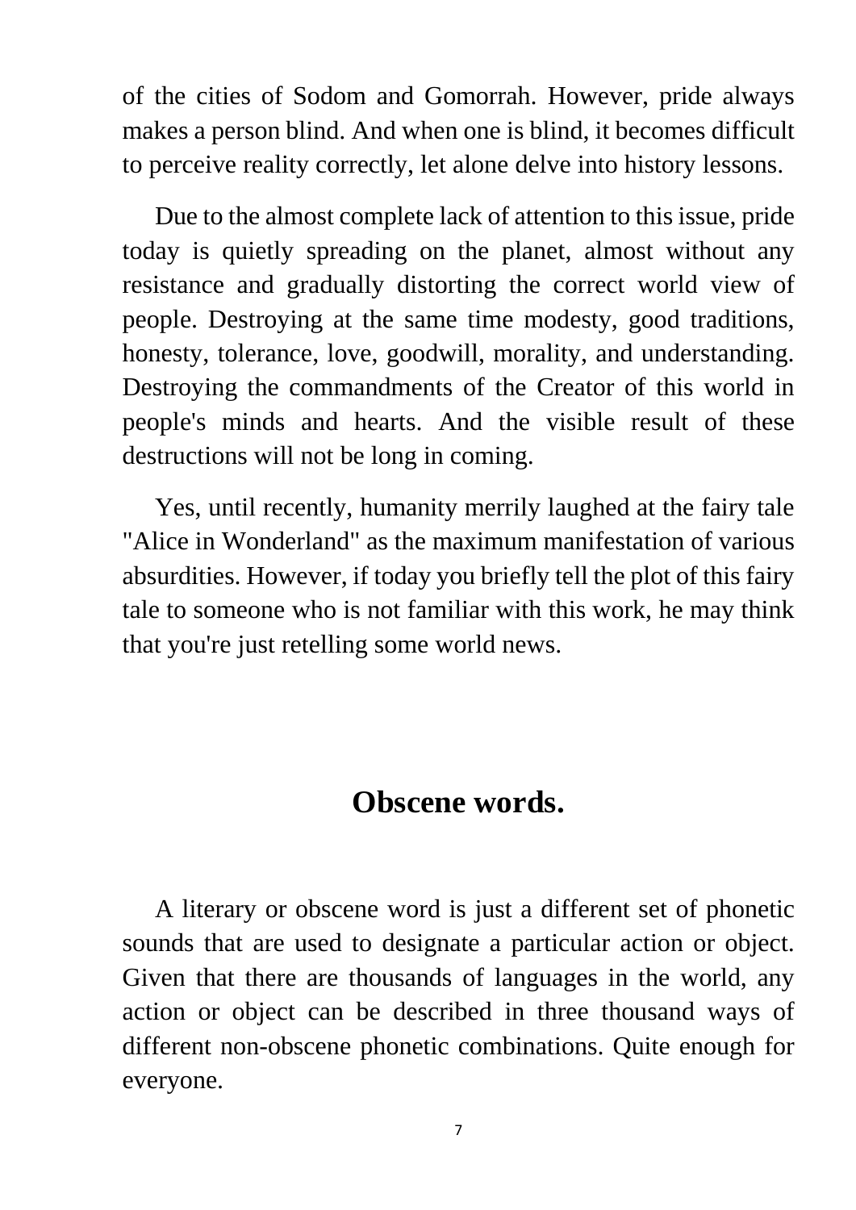of the cities of Sodom and Gomorrah. However, pride always makes a person blind. And when one is blind, it becomes difficult to perceive reality correctly, let alone delve into history lessons.

Due to the almost complete lack of attention to this issue, pride today is quietly spreading on the planet, almost without any resistance and gradually distorting the correct world view of people. Destroying at the same time modesty, good traditions, honesty, tolerance, love, goodwill, morality, and understanding. Destroying the commandments of the Creator of this world in people's minds and hearts. And the visible result of these destructions will not be long in coming.

Yes, until recently, humanity merrily laughed at the fairy tale "Alice in Wonderland" as the maximum manifestation of various absurdities. However, if today you briefly tell the plot of this fairy tale to someone who is not familiar with this work, he may think that you're just retelling some world news.

## Obscene words.

A literary or obscene word is just a different set of phonetic sounds that are used to designate a particular action or object. Given that there are thousands of languages in the world, any action or object can be described in three thousand ways of different non-obscene phonetic combinations. Quite enough for everyone.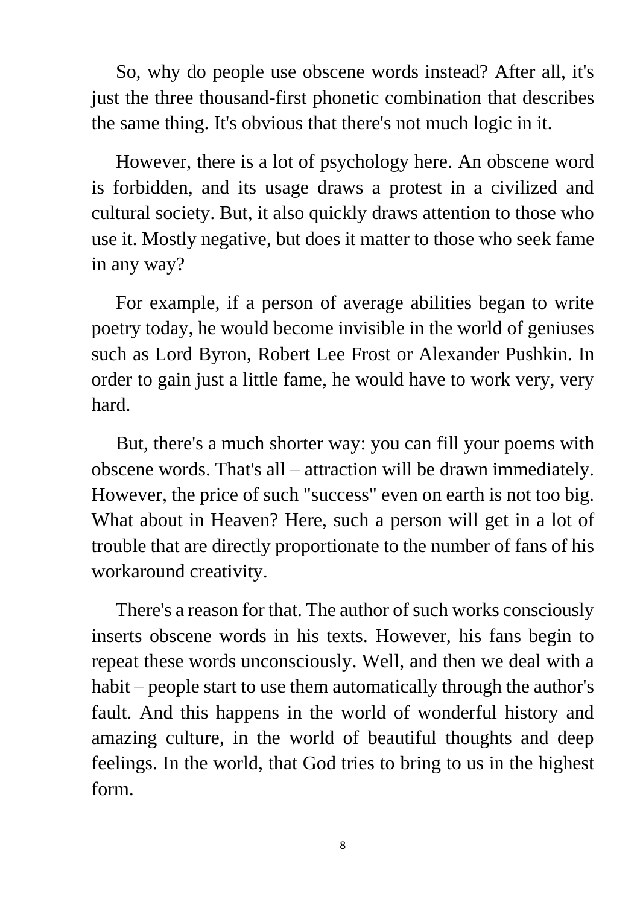So, why do people use obscene words instead? After all, it's just the three thousand-first phonetic combination that describes the same thing. It's obvious that there's not much logic in it.

However, there is a lot of psychology here. An obscene word is forbidden, and its usage draws a protest in a civilized and cultural society. But, it also quickly draws attention to those who use it. Mostly negative, but does it matter to those who seek fame in any way?

For example, if a person of average abilities began to write poetry today, he would become invisible in the world of geniuses such as Lord Byron, Robert Lee Frost or Alexander Pushkin. In order to gain just a little fame, he would have to work very, very hard.

But, there's a much shorter way: you can fill your poems with obscene words. That's all – attraction will be drawn immediately. However, the price of such "success" even on earth is not too big. What about in Heaven? Here, such a person will get in a lot of trouble that are directly proportionate to the number of fans of his workaround creativity.

There's a reason for that. The author of such works consciously inserts obscene words in his texts. However, his fans begin to repeat these words unconsciously. Well, and then we deal with a habit – people start to use them automatically through the author's fault. And this happens in the world of wonderful history and amazing culture, in the world of beautiful thoughts and deep feelings. In the world, that God tries to bring to us in the highest form.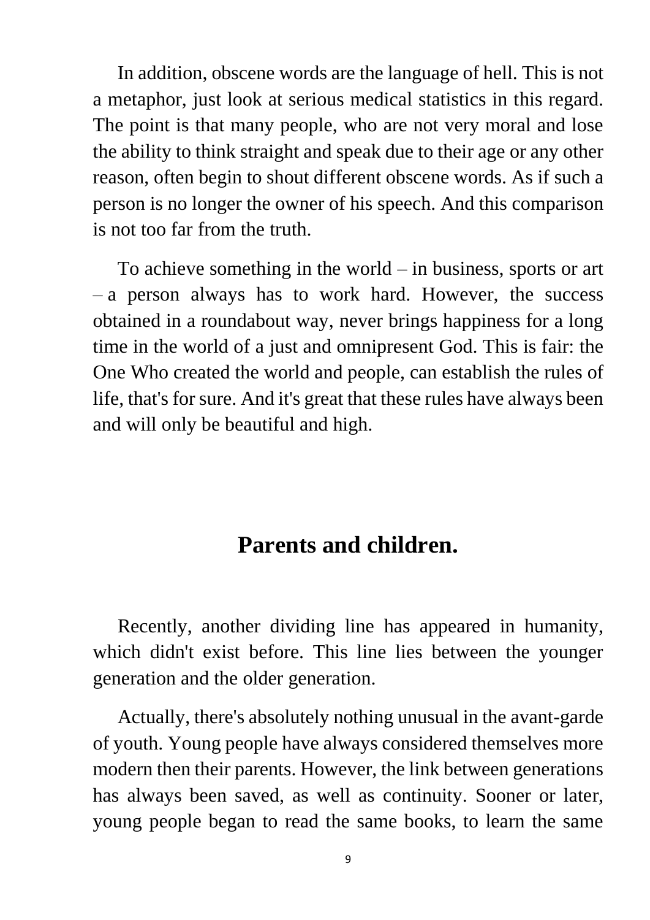In addition, obscene words are the language of hell. This is not a metaphor, just look at serious medical statistics in this regard. The point is that many people, who are not very moral and lose the ability to think straight and speak due to their age or any other reason, often begin to shout different obscene words. As if such a person is no longer the owner of his speech. And this comparison is not too far from the truth.

To achieve something in the world – in business, sports or art – a person always has to work hard. However, the success obtained in a roundabout way, never brings happiness for a long time in the world of a just and omnipresent God. This is fair: the One Who created the world and people, can establish the rules of life, that's for sure. And it's great that these rules have always been and will only be beautiful and high.

## Parents and children.

Recently, another dividing line has appeared in humanity, which didn't exist before. This line lies between the younger generation and the older generation.

Actually, there's absolutely nothing unusual in the avant-garde of youth. Young people have always considered themselves more modern then their parents. However, the link between generations has always been saved, as well as continuity. Sooner or later, young people began to read the same books, to learn the same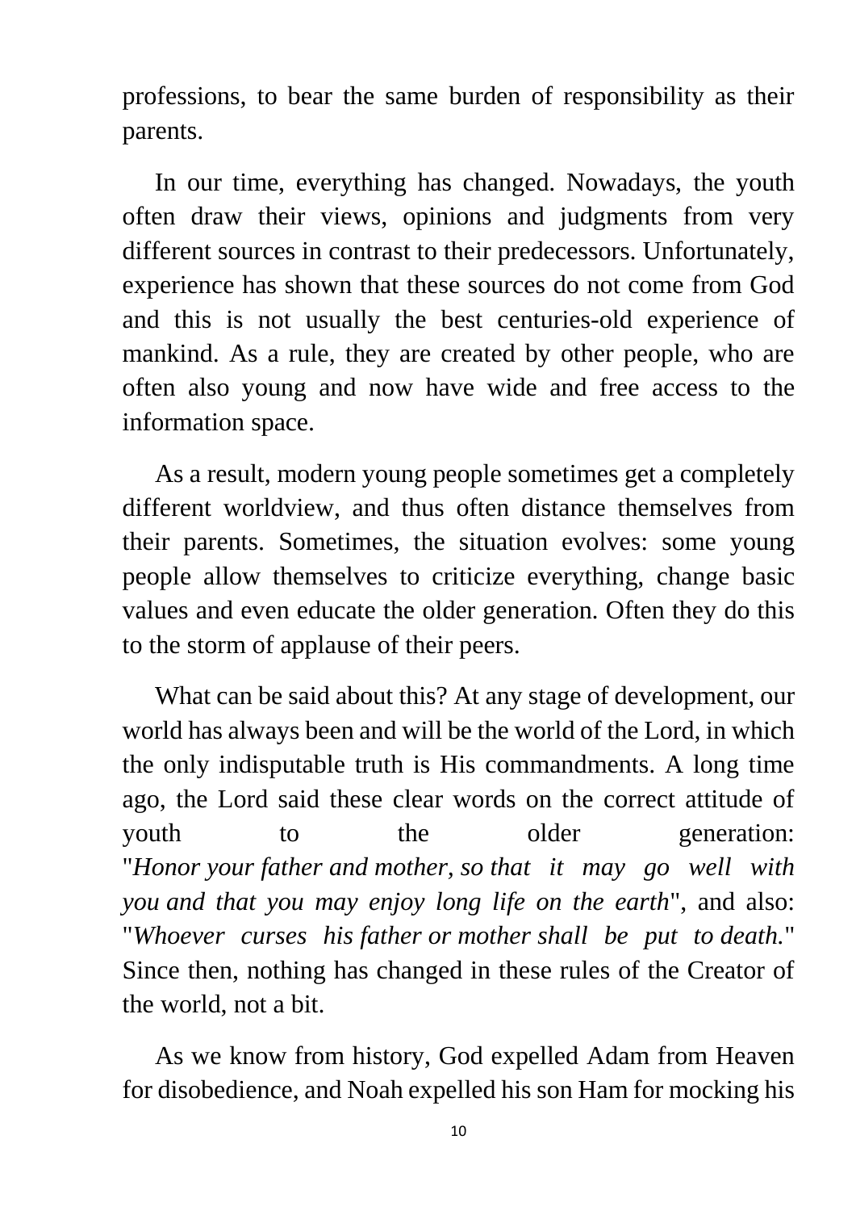professions, to bear the same burden of responsibility as their parents.

In our time, everything has changed. Nowadays, the youth often draw their views, opinions and judgments from very different sources in contrast to their predecessors. Unfortunately, experience has shown that these sources do not come from God and this is not usually the best centuries-old experience of mankind. As a rule, they are created by other people, who are often also young and now have wide and free access to the information space.

As a result, modern young people sometimes get a completely different worldview, and thus often distance themselves from their parents. Sometimes, the situation evolves: some young people allow themselves to criticize everything, change basic values and even educate the older generation. Often they do this to the storm of applause of their peers.

What can be said about this? At any stage of development, our world has always been and will be the world of the Lord, in which the only indisputable truth is His commandments. A long time ago, the Lord said these clear words on the correct attitude of youth to the older generation: "*Honor your father and mother, so that it may go well with you and that you may enjoy long life on the earth*", and also: "*Whoever curses his father or mother shall be put to death.*" Since then, nothing has changed in these rules of the Creator of the world, not a bit.

As we know from history, God expelled Adam from Heaven for disobedience, and Noah expelled his son Ham for mocking his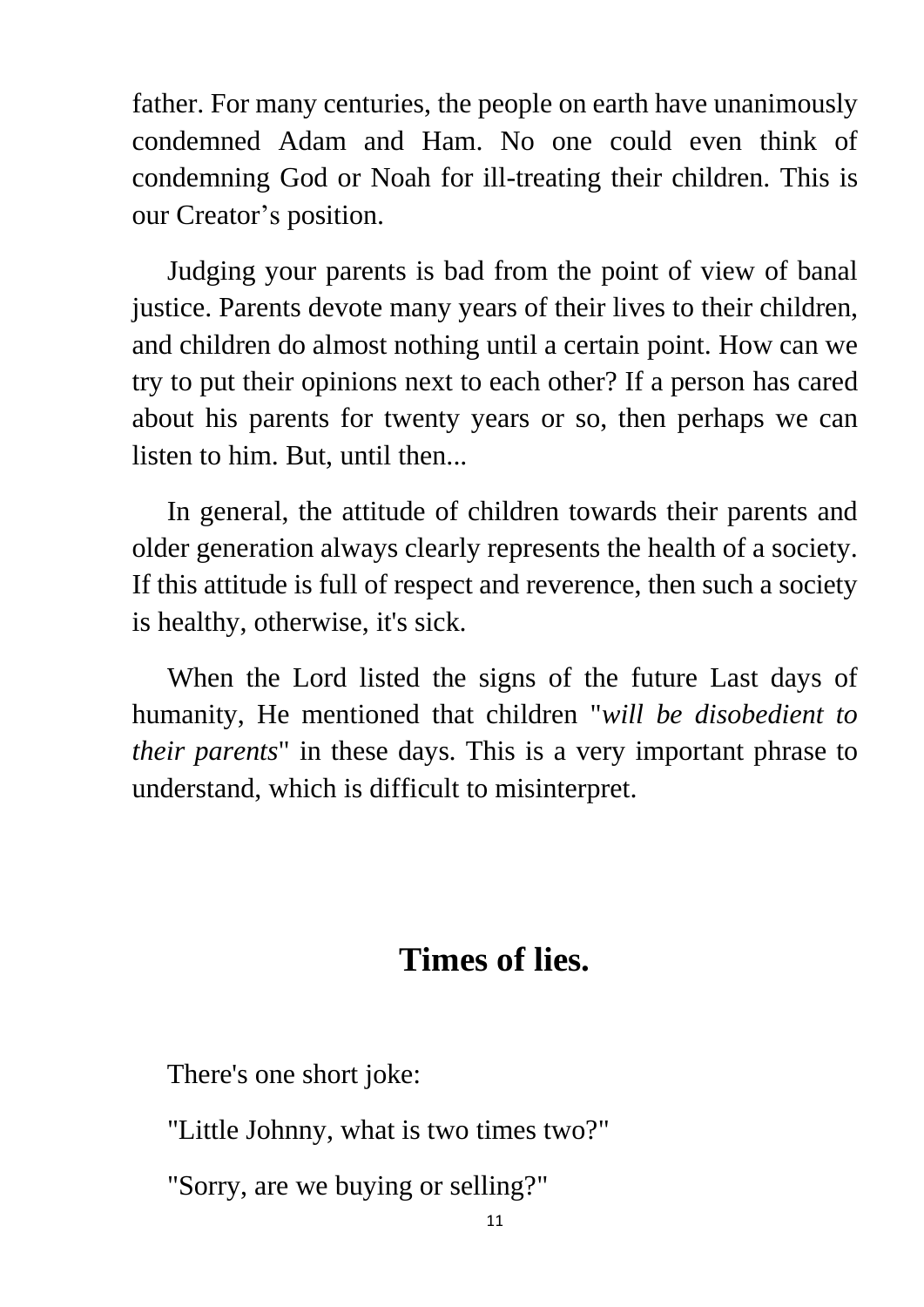father. For many centuries, the people on earth have unanimously condemned Adam and Ham. No one could even think of condemning God or Noah for ill-treating their children. This is our Creator's position.

Judging your parents is bad from the point of view of banal justice. Parents devote many years of their lives to their children, and children do almost nothing until a certain point. How can we try to put their opinions next to each other? If a person has cared about his parents for twenty years or so, then perhaps we can listen to him. But, until then...

In general, the attitude of children towards their parents and older generation always clearly represents the health of a society. If this attitude is full of respect and reverence, then such a society is healthy, otherwise, it's sick.

When the Lord listed the signs of the future Last days of humanity, He mentioned that children "*will be disobedient to their parents*" in these days. This is a very important phrase to understand, which is difficult to misinterpret.

## Times of lies.

There's one short joke:

"Little Johnny, what is two times two?"

"Sorry, are we buying or selling?"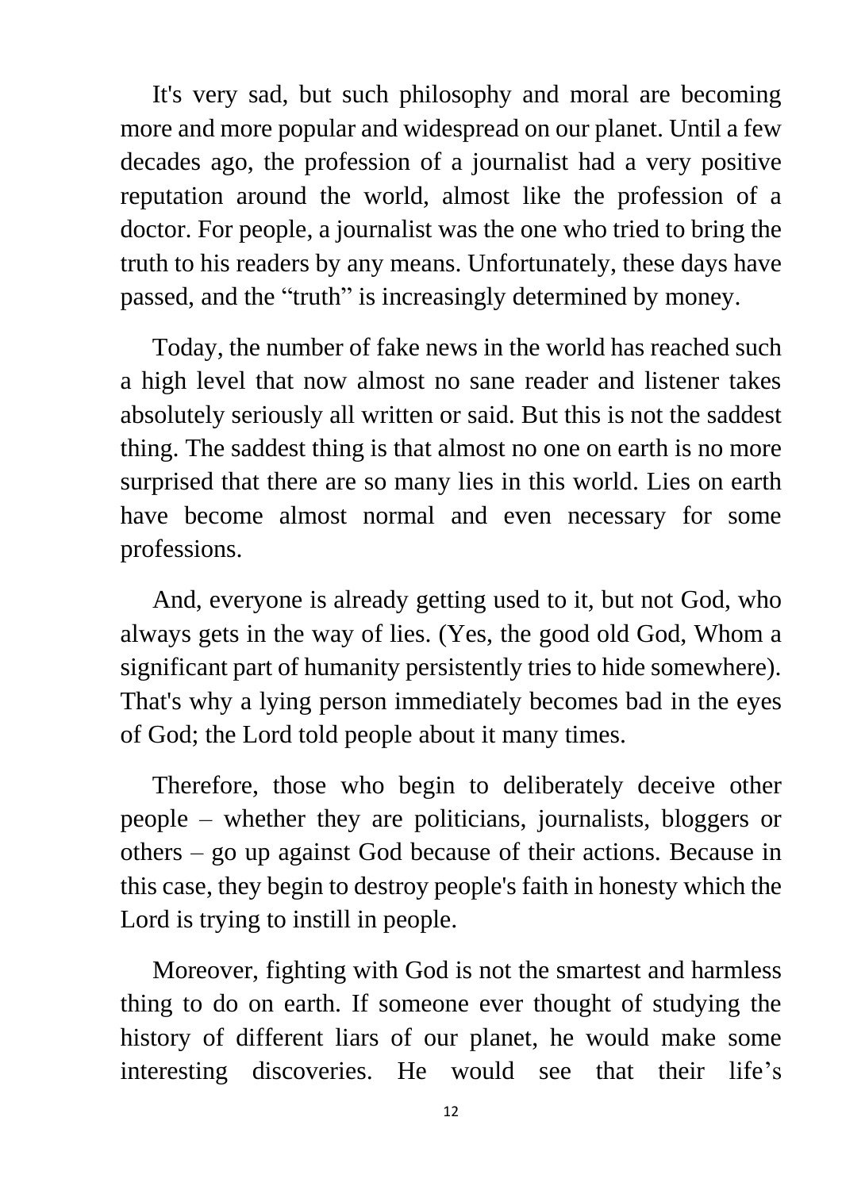It's very sad, but such philosophy and moral are becoming more and more popular and widespread on our planet. Until a few decades ago, the profession of a journalist had a very positive reputation around the world, almost like the profession of a doctor. For people, a journalist was the one who tried to bring the truth to his readers by any means. Unfortunately, these days have passed, and the “truth” is increasingly determined by money.

Today, the number of fake news in the world has reached such a high level that now almost no sane reader and listener takes absolutely seriously all written or said. But this is not the saddest thing. The saddest thing is that almost no one on earth is no more surprised that there are so many lies in this world. Lies on earth have become almost normal and even necessary for some professions.

And, everyone is already getting used to it, but not God, who always gets in the way of lies. (Yes, the good old God, Whom a significant part of humanity persistently tries to hide somewhere). That's why a lying person immediately becomes bad in the eyes of God; the Lord told people about it many times.

Therefore, those who begin to deliberately deceive other people – whether they are politicians, journalists, bloggers or others – go up against God because of their actions. Because in this case, they begin to destroy people's faith in honesty which the Lord is trying to instill in people.

Moreover, fighting with God is not the smartest and harmless thing to do on earth. If someone ever thought of studying the history of different liars of our planet, he would make some interesting discoveries. He would see that their life’s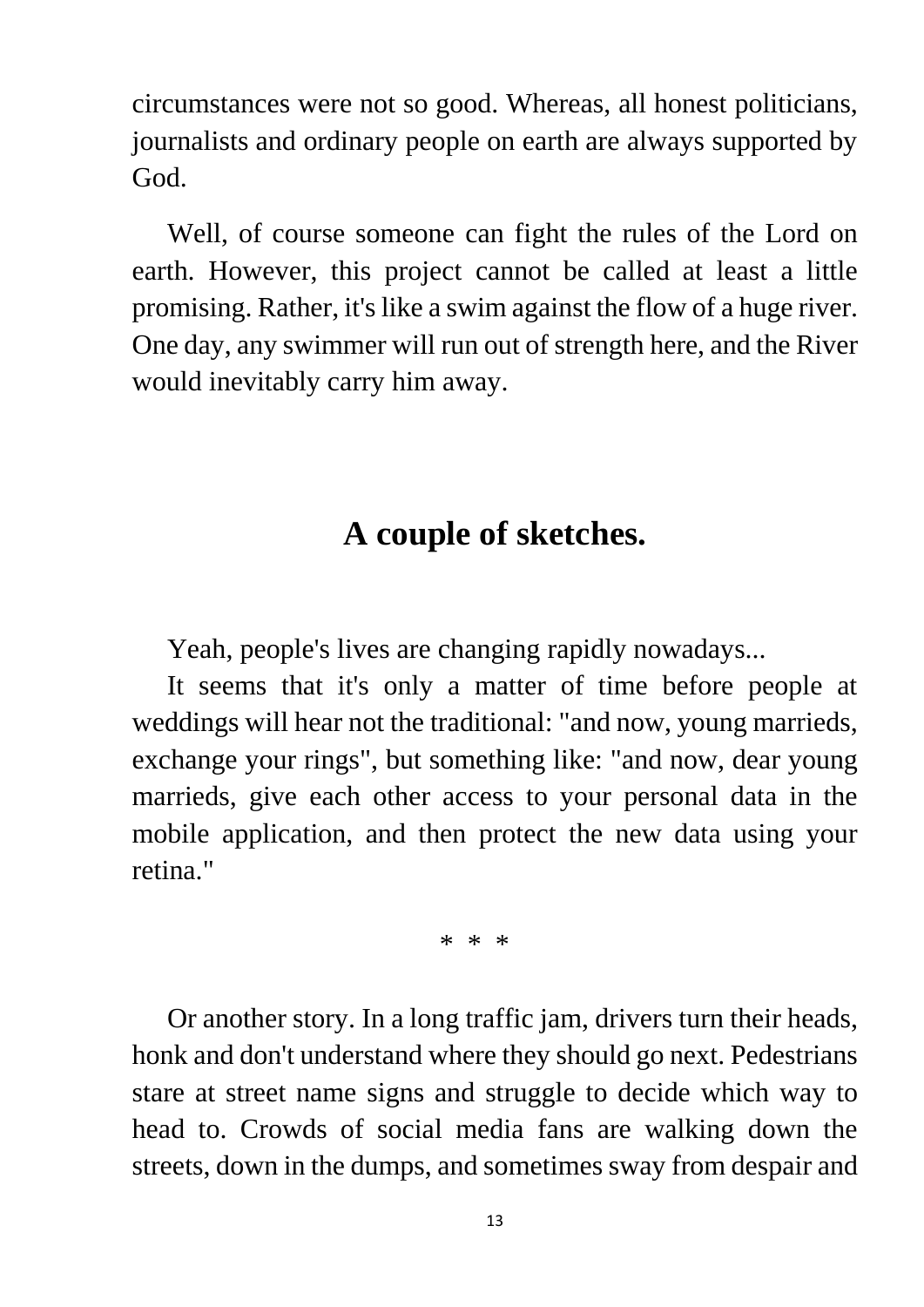circumstances were not so good. Whereas, all honest politicians, journalists and ordinary people on earth are always supported by God.

Well, of course someone can fight the rules of the Lord on earth. However, this project cannot be called at least a little promising. Rather, it's like a swim against the flow of a huge river. One day, any swimmer will run out of strength here, and the River would inevitably carry him away.

## A couple of sketches.

Yeah, people's lives are changing rapidly nowadays...

It seems that it's only a matter of time before people at weddings will hear not the traditional: "and now, young marrieds, exchange your rings", but something like: "and now, dear young marrieds, give each other access to your personal data in the mobile application, and then protect the new data using your retina."

\* \* \*

Or another story. In a long traffic jam, drivers turn their heads, honk and don't understand where they should go next. Pedestrians stare at street name signs and struggle to decide which way to head to. Crowds of social media fans are walking down the streets, down in the dumps, and sometimes sway from despair and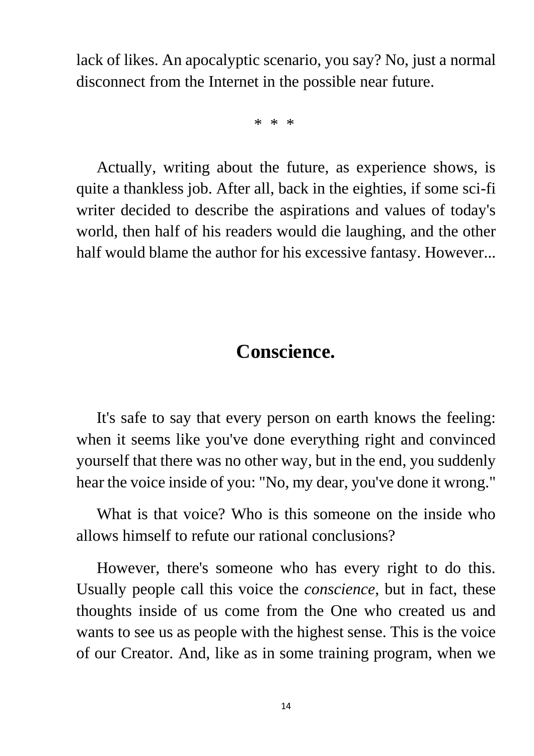lack of likes. An apocalyptic scenario, you say? No, just a normal disconnect from the Internet in the possible near future.

* * *

Actually, writing about the future, as experience shows, is quite a thankless job. After all, back in the eighties, if some sci-fi writer decided to describe the aspirations and values of today's world, then half of his readers would die laughing, and the other half would blame the author for his excessive fantasy. However...

## Conscience.

It's safe to say that every person on earth knows the feeling: when it seems like you've done everything right and convinced yourself that there was no other way, but in the end, you suddenly hear the voice inside of you: "No, my dear, you've done it wrong."

What is that voice? Who is this someone on the inside who allows himself to refute our rational conclusions?

However, there's someone who has every right to do this. Usually people call this voice the *conscience*, but in fact, these thoughts inside of us come from the One who created us and wants to see us as people with the highest sense. This is the voice of our Creator. And, like as in some training program, when we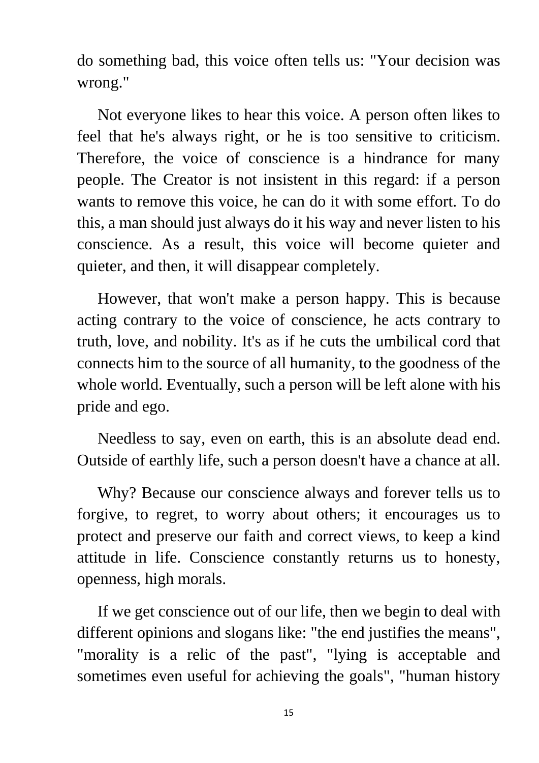do something bad, this voice often tells us: "Your decision was wrong."

Not everyone likes to hear this voice. A person often likes to feel that he's always right, or he is too sensitive to criticism. Therefore, the voice of conscience is a hindrance for many people. The Creator is not insistent in this regard: if a person wants to remove this voice, he can do it with some effort. To do this, a man should just always do it his way and never listen to his conscience. As a result, this voice will become quieter and quieter, and then, it will disappear completely.

However, that won't make a person happy. This is because acting contrary to the voice of conscience, he acts contrary to truth, love, and nobility. It's as if he cuts the umbilical cord that connects him to the source of all humanity, to the goodness of the whole world. Eventually, such a person will be left alone with his pride and ego.

Needless to say, even on earth, this is an absolute dead end. Outside of earthly life, such a person doesn't have a chance at all.

Why? Because our conscience always and forever tells us to forgive, to regret, to worry about others; it encourages us to protect and preserve our faith and correct views, to keep a kind attitude in life. Conscience constantly returns us to honesty, openness, high morals.

If we get conscience out of our life, then we begin to deal with different opinions and slogans like: "the end justifies the means", "morality is a relic of the past", "lying is acceptable and sometimes even useful for achieving the goals", "human history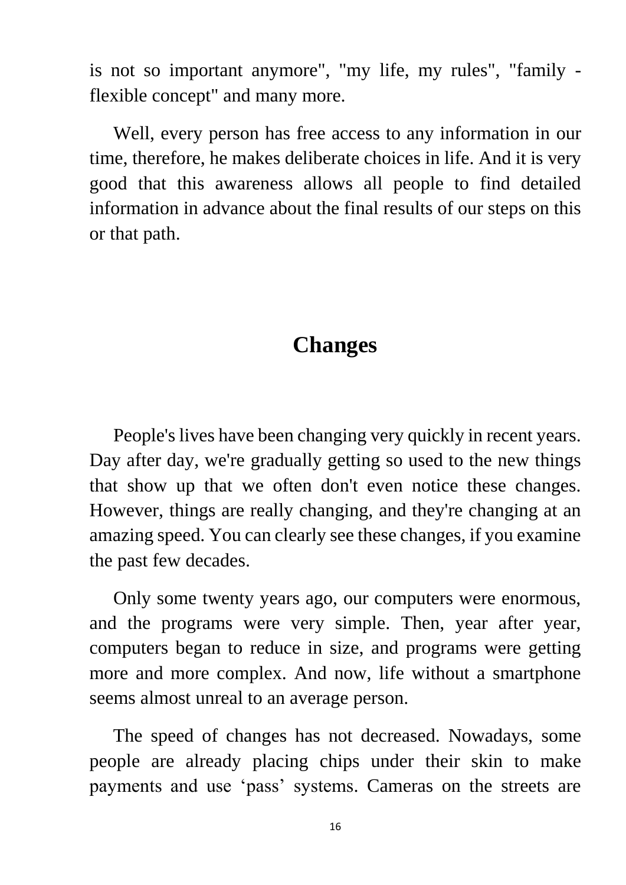is not so important anymore", "my life, my rules", "family - flexible concept" and many more.

Well, every person has free access to any information in our time, therefore, he makes deliberate choices in life. And it is very good that this awareness allows all people to find detailed information in advance about the final results of our steps on this or that path.

## Changes

People's lives have been changing very quickly in recent years. Day after day, we're gradually getting so used to the new things that show up that we often don't even notice these changes. However, things are really changing, and they're changing at an amazing speed. You can clearly see these changes, if you examine the past few decades.

Only some twenty years ago, our computers were enormous, and the programs were very simple. Then, year after year, computers began to reduce in size, and programs were getting more and more complex. And now, life without a smartphone seems almost unreal to an average person.

The speed of changes has not decreased. Nowadays, some people are already placing chips under their skin to make payments and use ‘pass’ systems. Cameras on the streets are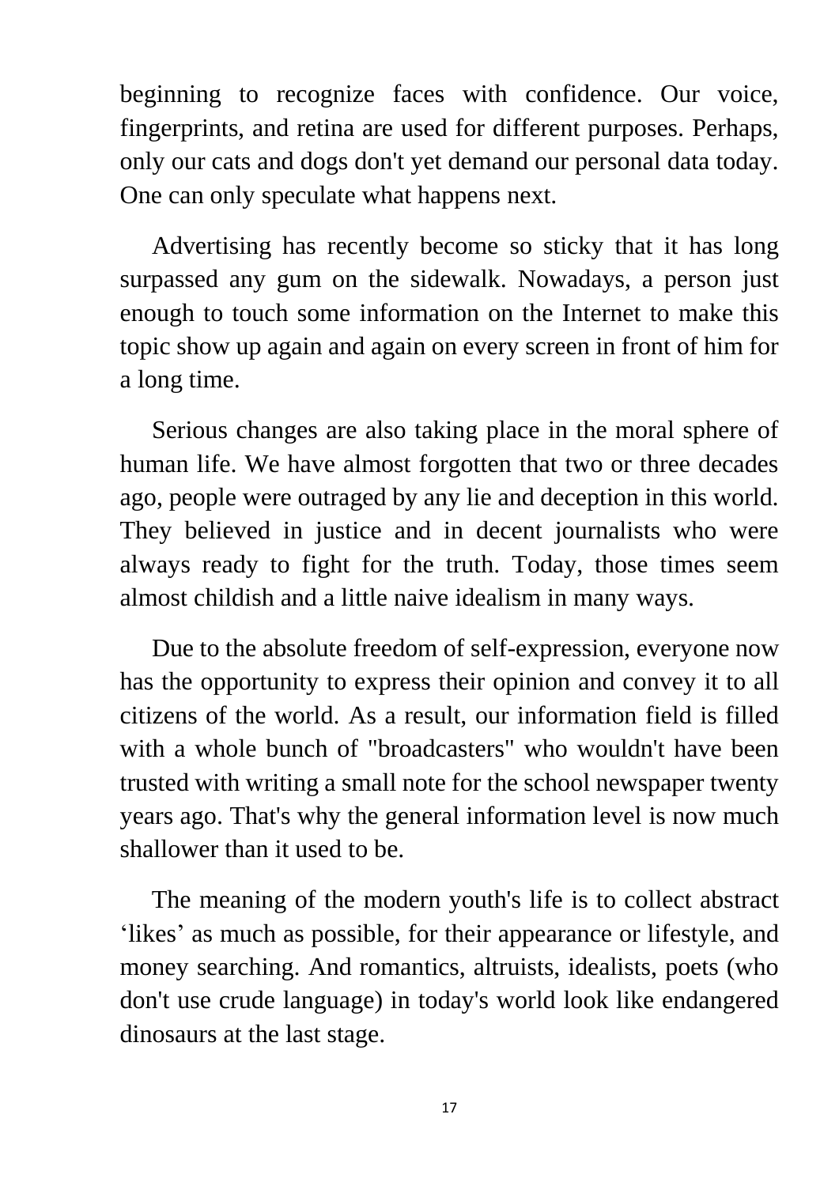beginning to recognize faces with confidence. Our voice, fingerprints, and retina are used for different purposes. Perhaps, only our cats and dogs don't yet demand our personal data today. One can only speculate what happens next.

Advertising has recently become so sticky that it has long surpassed any gum on the sidewalk. Nowadays, a person just enough to touch some information on the Internet to make this topic show up again and again on every screen in front of him for a long time.

Serious changes are also taking place in the moral sphere of human life. We have almost forgotten that two or three decades ago, people were outraged by any lie and deception in this world. They believed in justice and in decent journalists who were always ready to fight for the truth. Today, those times seem almost childish and a little naive idealism in many ways.

Due to the absolute freedom of self-expression, everyone now has the opportunity to express their opinion and convey it to all citizens of the world. As a result, our information field is filled with a whole bunch of "broadcasters" who wouldn't have been trusted with writing a small note for the school newspaper twenty years ago. That's why the general information level is now much shallower than it used to be.

The meaning of the modern youth's life is to collect abstract ‘likes’ as much as possible, for their appearance or lifestyle, and money searching. And romantics, altruists, idealists, poets (who don't use crude language) in today's world look like endangered dinosaurs at the last stage.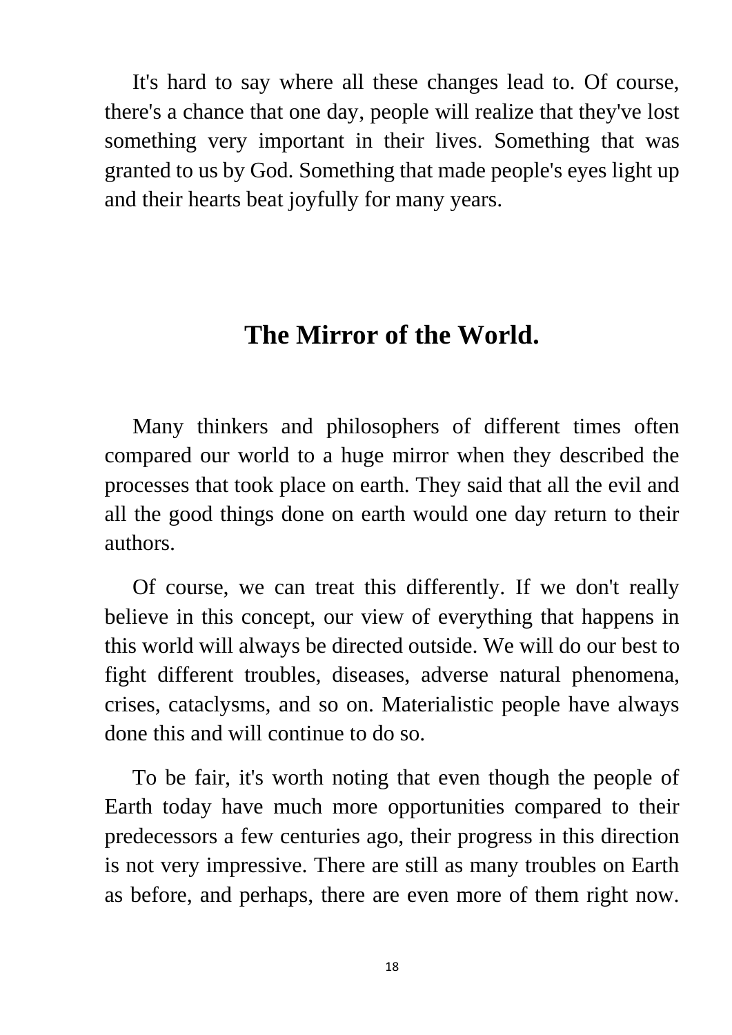It's hard to say where all these changes lead to. Of course, there's a chance that one day, people will realize that they've lost something very important in their lives. Something that was granted to us by God. Something that made people's eyes light up and their hearts beat joyfully for many years.

## The Mirror of the World.

Many thinkers and philosophers of different times often compared our world to a huge mirror when they described the processes that took place on earth. They said that all the evil and all the good things done on earth would one day return to their authors.

Of course, we can treat this differently. If we don't really believe in this concept, our view of everything that happens in this world will always be directed outside. We will do our best to fight different troubles, diseases, adverse natural phenomena, crises, cataclysms, and so on. Materialistic people have always done this and will continue to do so.

To be fair, it's worth noting that even though the people of Earth today have much more opportunities compared to their predecessors a few centuries ago, their progress in this direction is not very impressive. There are still as many troubles on Earth as before, and perhaps, there are even more of them right now.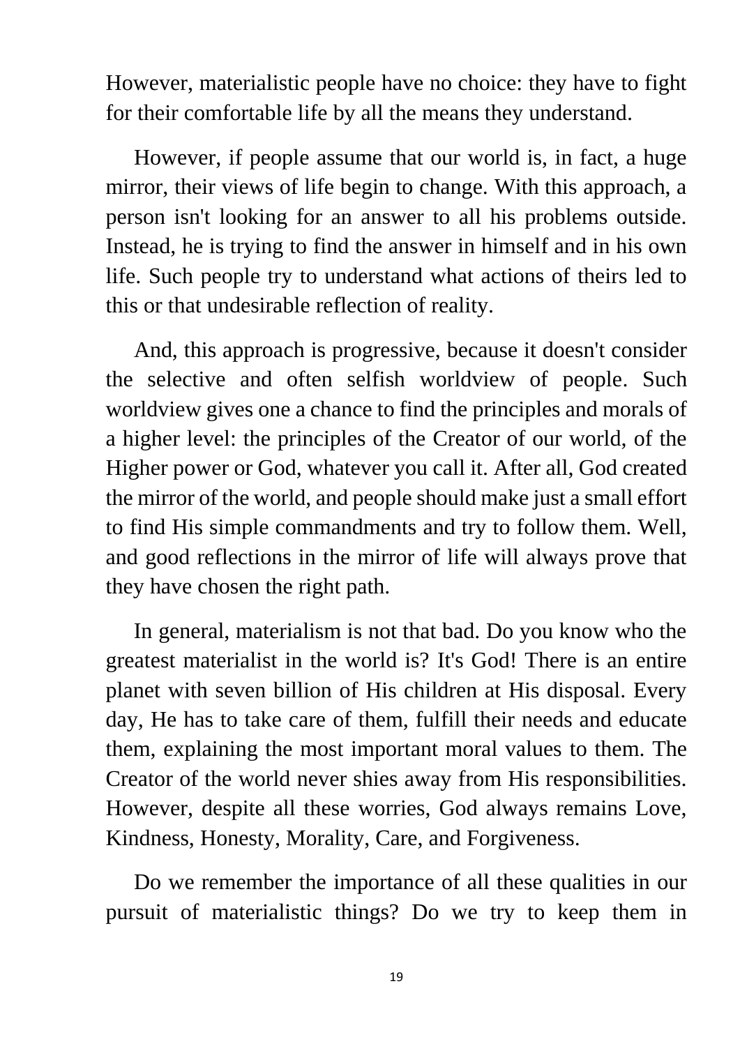However, materialistic people have no choice: they have to fight for their comfortable life by all the means they understand.

However, if people assume that our world is, in fact, a huge mirror, their views of life begin to change. With this approach, a person isn't looking for an answer to all his problems outside. Instead, he is trying to find the answer in himself and in his own life. Such people try to understand what actions of theirs led to this or that undesirable reflection of reality.

And, this approach is progressive, because it doesn't consider the selective and often selfish worldview of people. Such worldview gives one a chance to find the principles and morals of a higher level: the principles of the Creator of our world, of the Higher power or God, whatever you call it. After all, God created the mirror of the world, and people should make just a small effort to find His simple commandments and try to follow them. Well, and good reflections in the mirror of life will always prove that they have chosen the right path.

In general, materialism is not that bad. Do you know who the greatest materialist in the world is? It's God! There is an entire planet with seven billion of His children at His disposal. Every day, He has to take care of them, fulfill their needs and educate them, explaining the most important moral values to them. The Creator of the world never shies away from His responsibilities. However, despite all these worries, God always remains Love, Kindness, Honesty, Morality, Care, and Forgiveness.

Do we remember the importance of all these qualities in our pursuit of materialistic things? Do we try to keep them in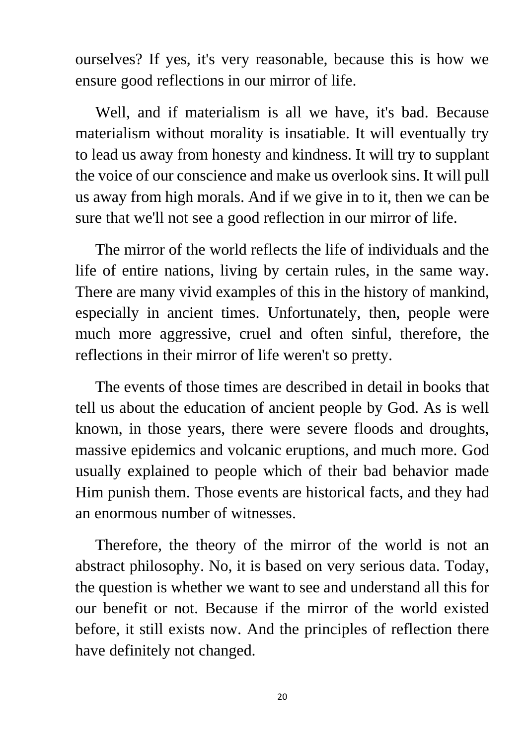ourselves? If yes, it's very reasonable, because this is how we ensure good reflections in our mirror of life.

Well, and if materialism is all we have, it's bad. Because materialism without morality is insatiable. It will eventually try to lead us away from honesty and kindness. It will try to supplant the voice of our conscience and make us overlook sins. It will pull us away from high morals. And if we give in to it, then we can be sure that we'll not see a good reflection in our mirror of life.

The mirror of the world reflects the life of individuals and the life of entire nations, living by certain rules, in the same way. There are many vivid examples of this in the history of mankind, especially in ancient times. Unfortunately, then, people were much more aggressive, cruel and often sinful, therefore, the reflections in their mirror of life weren't so pretty.

The events of those times are described in detail in books that tell us about the education of ancient people by God. As is well known, in those years, there were severe floods and droughts, massive epidemics and volcanic eruptions, and much more. God usually explained to people which of their bad behavior made Him punish them. Those events are historical facts, and they had an enormous number of witnesses.

Therefore, the theory of the mirror of the world is not an abstract philosophy. No, it is based on very serious data. Today, the question is whether we want to see and understand all this for our benefit or not. Because if the mirror of the world existed before, it still exists now. And the principles of reflection there have definitely not changed.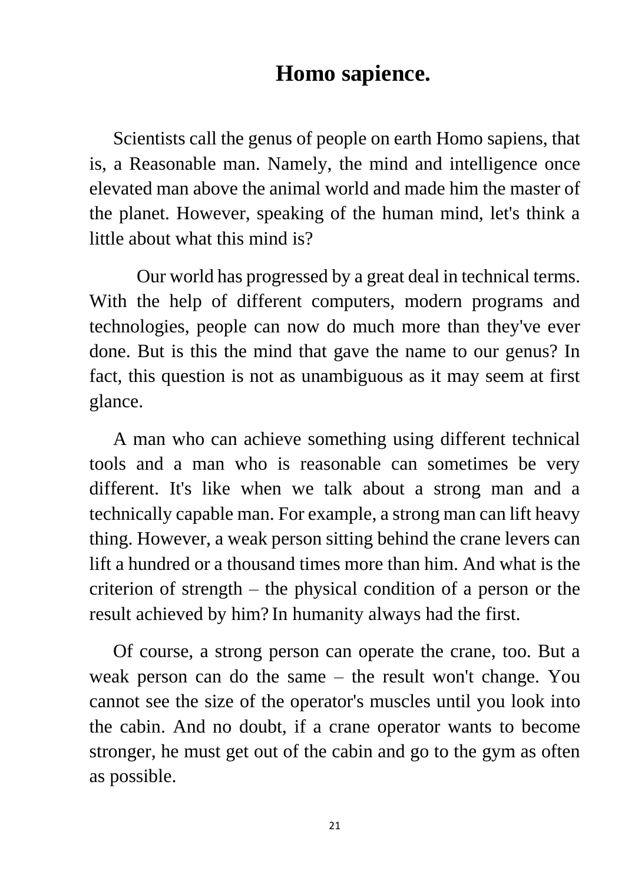# Homo sapience.

Scientists call the genus of people on earth Homo sapiens, that is, a Reasonable man. Namely, the mind and intelligence once elevated man above the animal world and made him the master of the planet. However, speaking of the human mind, let's think a little about what this mind is?

Our world has progressed by a great deal in technical terms. With the help of different computers, modern programs and technologies, people can now do much more than they've ever done. But is this the mind that gave the name to our genus? In fact, this question is not as unambiguous as it may seem at first glance.

A man who can achieve something using different technical tools and a man who is reasonable can sometimes be very different. It's like when we talk about a strong man and a technically capable man. For example, a strong man can lift heavy thing. However, a weak person sitting behind the crane levers can lift a hundred or a thousand times more than him. And what is the criterion of strength – the physical condition of a person or the result achieved by him? In humanity always had the first.

Of course, a strong person can operate the crane, too. But a weak person can do the same – the result won't change. You cannot see the size of the operator's muscles until you look into the cabin. And no doubt, if a crane operator wants to become stronger, he must get out of the cabin and go to the gym as often as possible.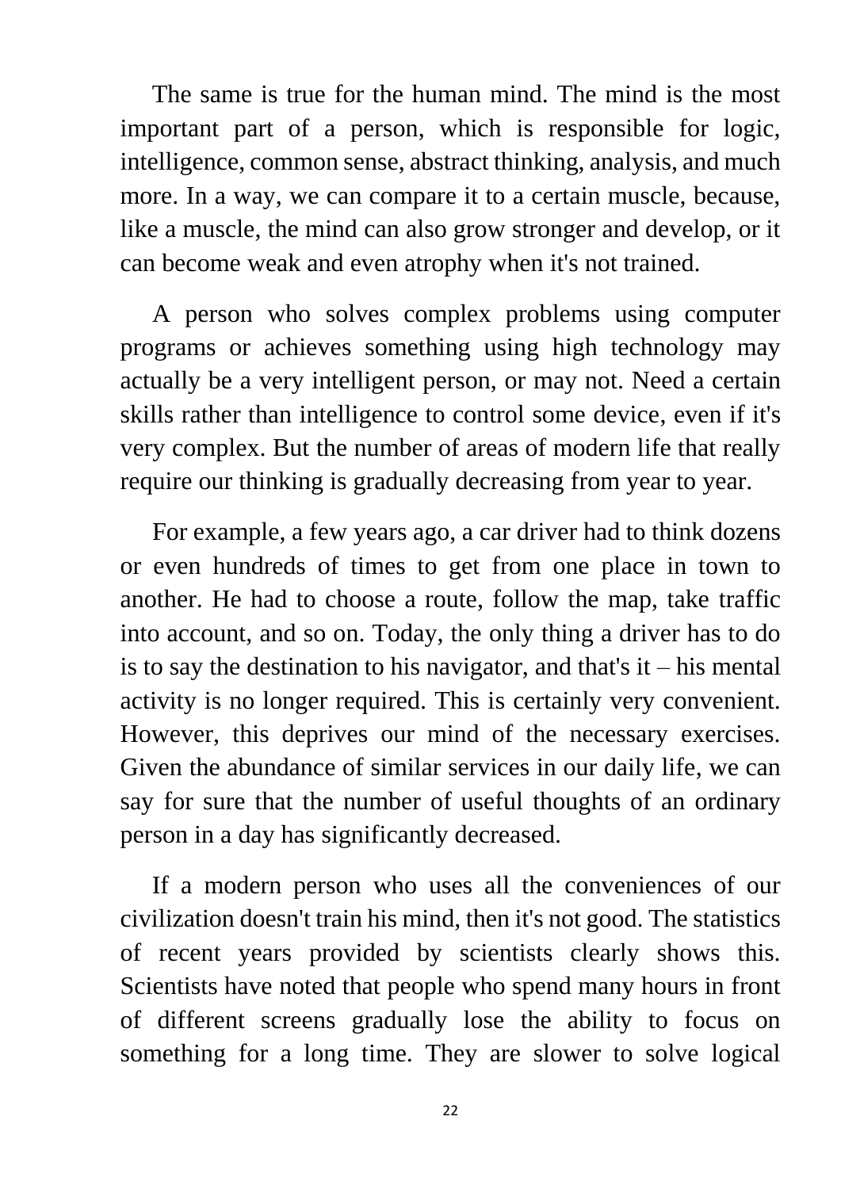The same is true for the human mind. The mind is the most important part of a person, which is responsible for logic, intelligence, common sense, abstract thinking, analysis, and much more. In a way, we can compare it to a certain muscle, because, like a muscle, the mind can also grow stronger and develop, or it can become weak and even atrophy when it's not trained.

A person who solves complex problems using computer programs or achieves something using high technology may actually be a very intelligent person, or may not. Need a certain skills rather than intelligence to control some device, even if it's very complex. But the number of areas of modern life that really require our thinking is gradually decreasing from year to year.

For example, a few years ago, a car driver had to think dozens or even hundreds of times to get from one place in town to another. He had to choose a route, follow the map, take traffic into account, and so on. Today, the only thing a driver has to do is to say the destination to his navigator, and that's it – his mental activity is no longer required. This is certainly very convenient. However, this deprives our mind of the necessary exercises. Given the abundance of similar services in our daily life, we can say for sure that the number of useful thoughts of an ordinary person in a day has significantly decreased.

If a modern person who uses all the conveniences of our civilization doesn't train his mind, then it's not good. The statistics of recent years provided by scientists clearly shows this. Scientists have noted that people who spend many hours in front of different screens gradually lose the ability to focus on something for a long time. They are slower to solve logical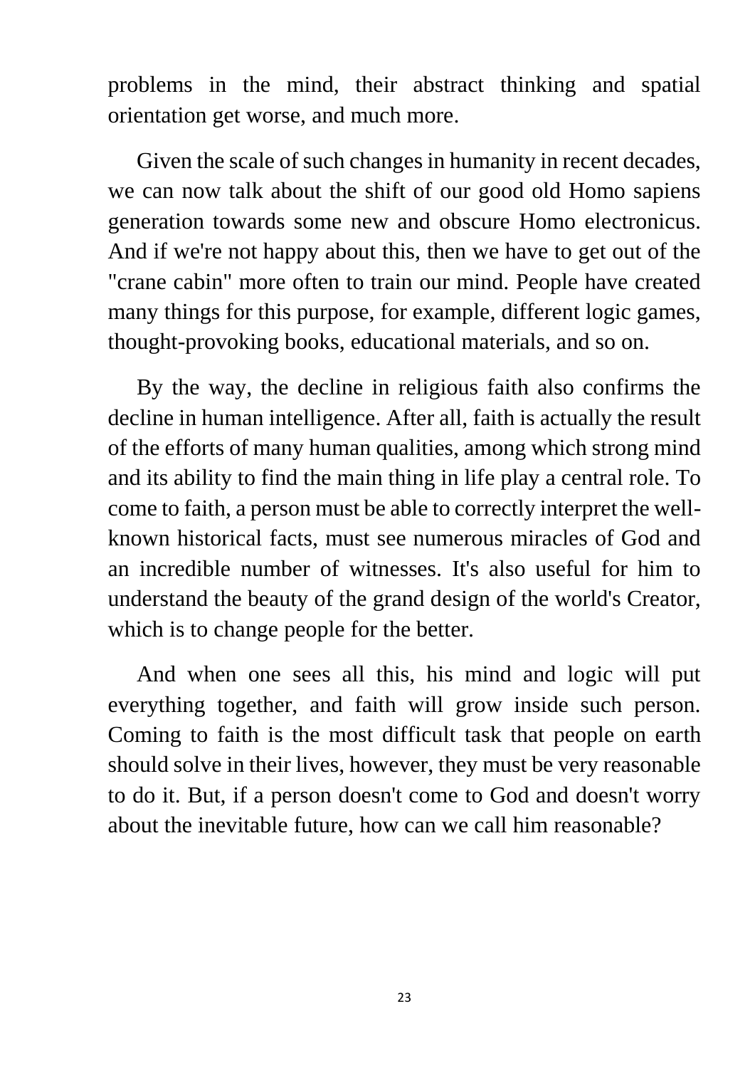problems in the mind, their abstract thinking and spatial orientation get worse, and much more.

Given the scale of such changes in humanity in recent decades, we can now talk about the shift of our good old Homo sapiens generation towards some new and obscure Homo electronicus. And if we're not happy about this, then we have to get out of the "crane cabin" more often to train our mind. People have created many things for this purpose, for example, different logic games, thought-provoking books, educational materials, and so on.

By the way, the decline in religious faith also confirms the decline in human intelligence. After all, faith is actually the result of the efforts of many human qualities, among which strong mind and its ability to find the main thing in life play a central role. To come to faith, a person must be able to correctly interpret the well-known historical facts, must see numerous miracles of God and an incredible number of witnesses. It's also useful for him to understand the beauty of the grand design of the world's Creator, which is to change people for the better.

And when one sees all this, his mind and logic will put everything together, and faith will grow inside such person. Coming to faith is the most difficult task that people on earth should solve in their lives, however, they must be very reasonable to do it. But, if a person doesn't come to God and doesn't worry about the inevitable future, how can we call him reasonable?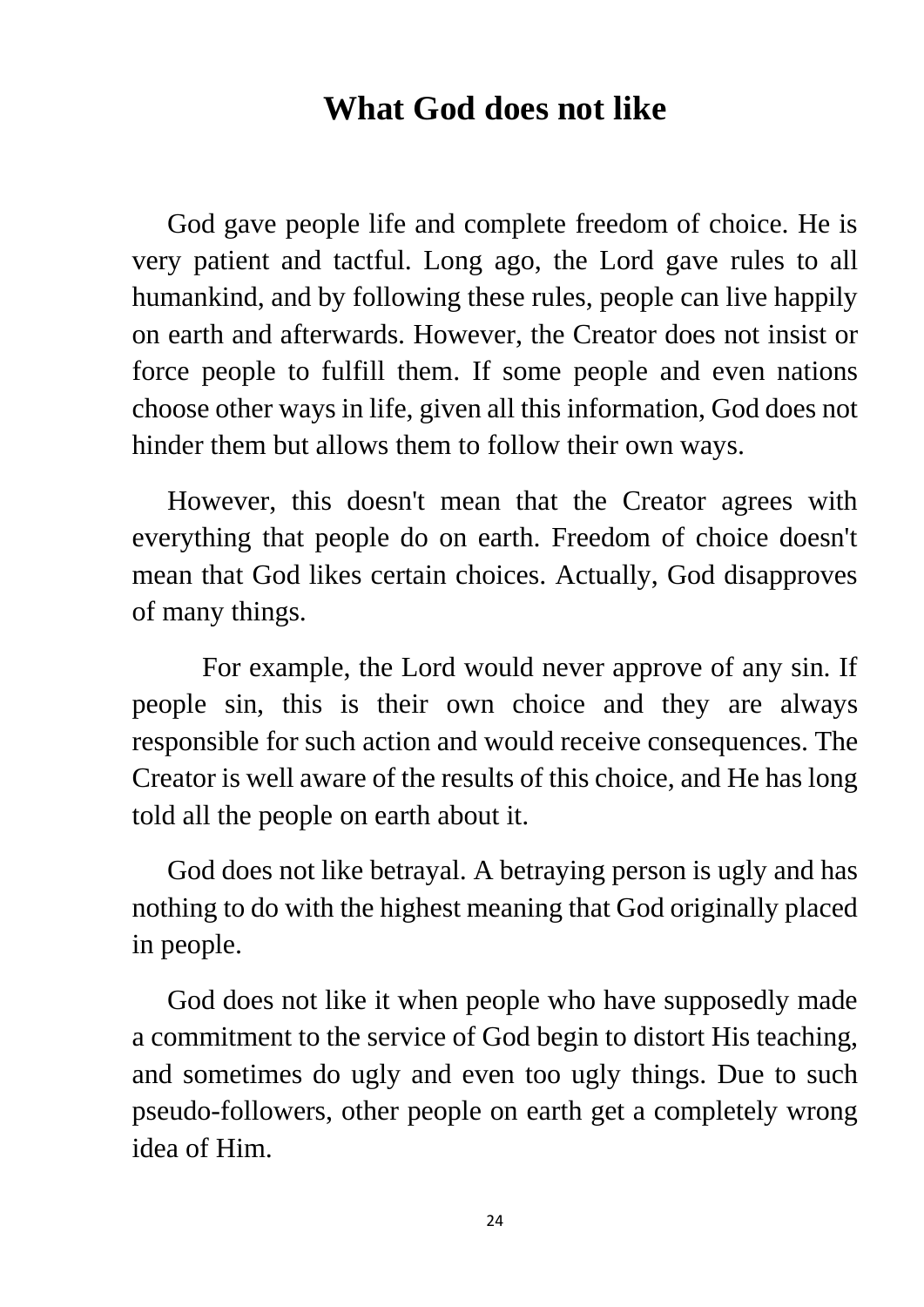# What God does not like

God gave people life and complete freedom of choice. He is very patient and tactful. Long ago, the Lord gave rules to all humankind, and by following these rules, people can live happily on earth and afterwards. However, the Creator does not insist or force people to fulfill them. If some people and even nations choose other ways in life, given all this information, God does not hinder them but allows them to follow their own ways.

However, this doesn't mean that the Creator agrees with everything that people do on earth. Freedom of choice doesn't mean that God likes certain choices. Actually, God disapproves of many things.

For example, the Lord would never approve of any sin. If people sin, this is their own choice and they are always responsible for such action and would receive consequences. The Creator is well aware of the results of this choice, and He has long told all the people on earth about it.

God does not like betrayal. A betraying person is ugly and has nothing to do with the highest meaning that God originally placed in people.

God does not like it when people who have supposedly made a commitment to the service of God begin to distort His teaching, and sometimes do ugly and even too ugly things. Due to such pseudo-followers, other people on earth get a completely wrong idea of Him.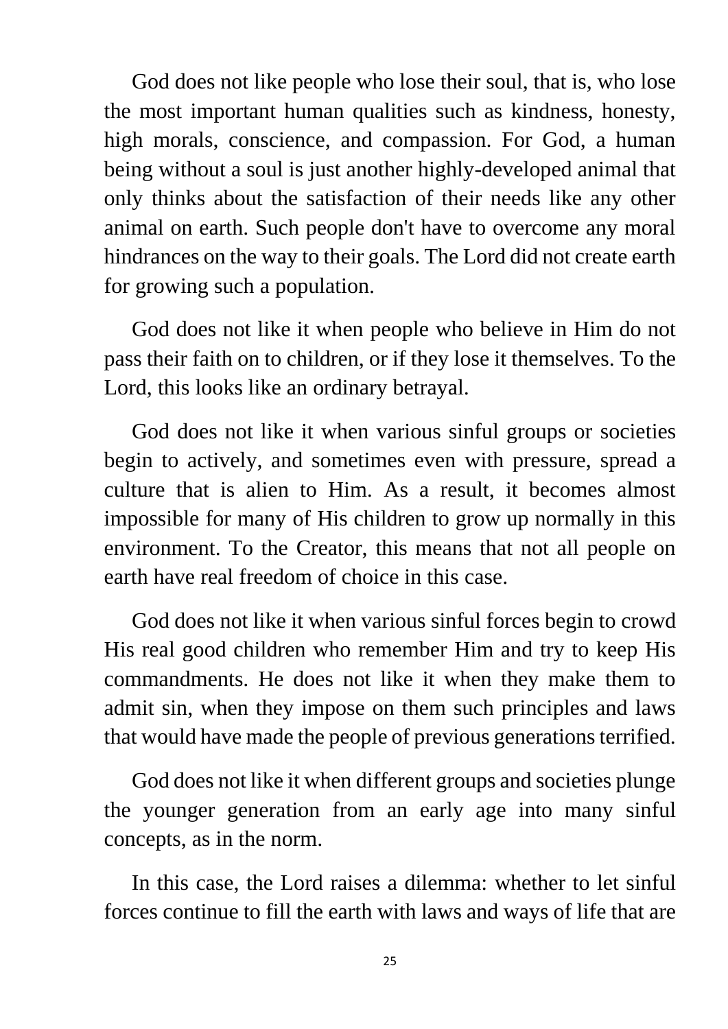God does not like people who lose their soul, that is, who lose the most important human qualities such as kindness, honesty, high morals, conscience, and compassion. For God, a human being without a soul is just another highly-developed animal that only thinks about the satisfaction of their needs like any other animal on earth. Such people don't have to overcome any moral hindrances on the way to their goals. The Lord did not create earth for growing such a population.

God does not like it when people who believe in Him do not pass their faith on to children, or if they lose it themselves. To the Lord, this looks like an ordinary betrayal.

God does not like it when various sinful groups or societies begin to actively, and sometimes even with pressure, spread a culture that is alien to Him. As a result, it becomes almost impossible for many of His children to grow up normally in this environment. To the Creator, this means that not all people on earth have real freedom of choice in this case.

God does not like it when various sinful forces begin to crowd His real good children who remember Him and try to keep His commandments. He does not like it when they make them to admit sin, when they impose on them such principles and laws that would have made the people of previous generations terrified.

God does not like it when different groups and societies plunge the younger generation from an early age into many sinful concepts, as in the norm.

In this case, the Lord raises a dilemma: whether to let sinful forces continue to fill the earth with laws and ways of life that are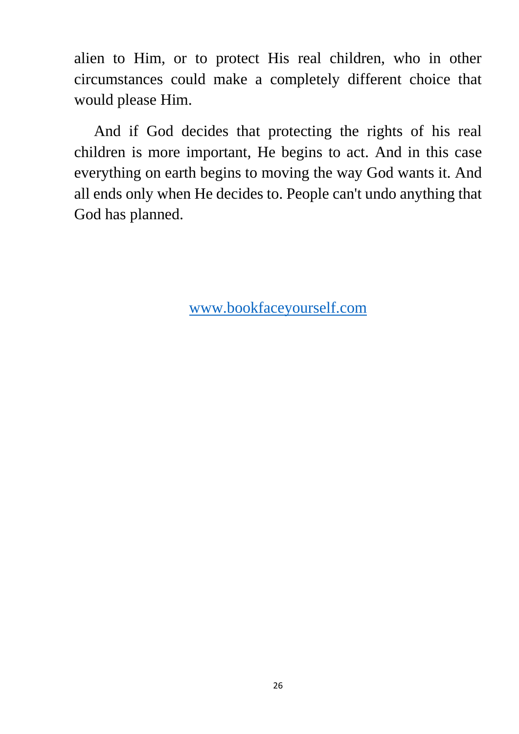alien to Him, or to protect His real children, who in other circumstances could make a completely different choice that would please Him.

And if God decides that protecting the rights of his real children is more important, He begins to act. And in this case everything on earth begins to moving the way God wants it. And all ends only when He decides to. People can't undo anything that God has planned.

[www.bookfaceyourself.com](http://www.bookfaceyourself.com)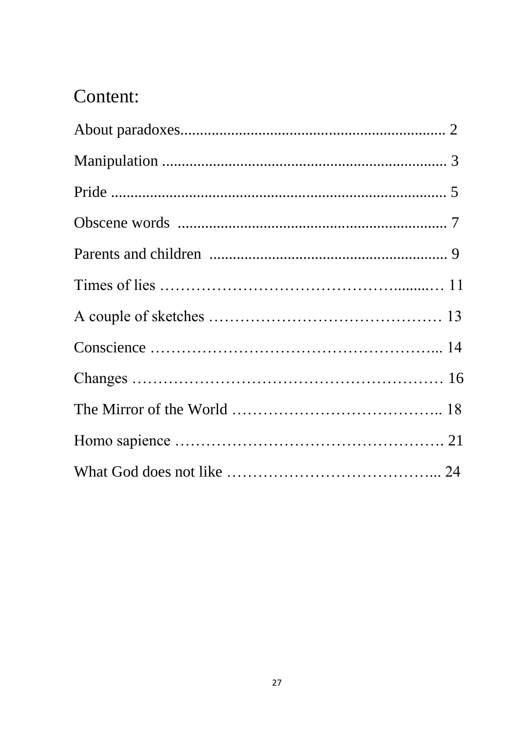# Content:

About paradoxes.................................................................... 2

Manipulation ........................................................................ 3

Pride ..................................................................................... 5

Obscene words ..................................................................... 7

Parents and children ............................................................. 9

Times of lies ……………………………………….........… 11

A couple of sketches ……………………………………… 13

Conscience ……………………………………………….... 14

Changes …………………………………………………… 16

The Mirror of the World ………………………………….. 18

Homo sapience …………………………………………… 21

What God does not like ………………………………….... 24